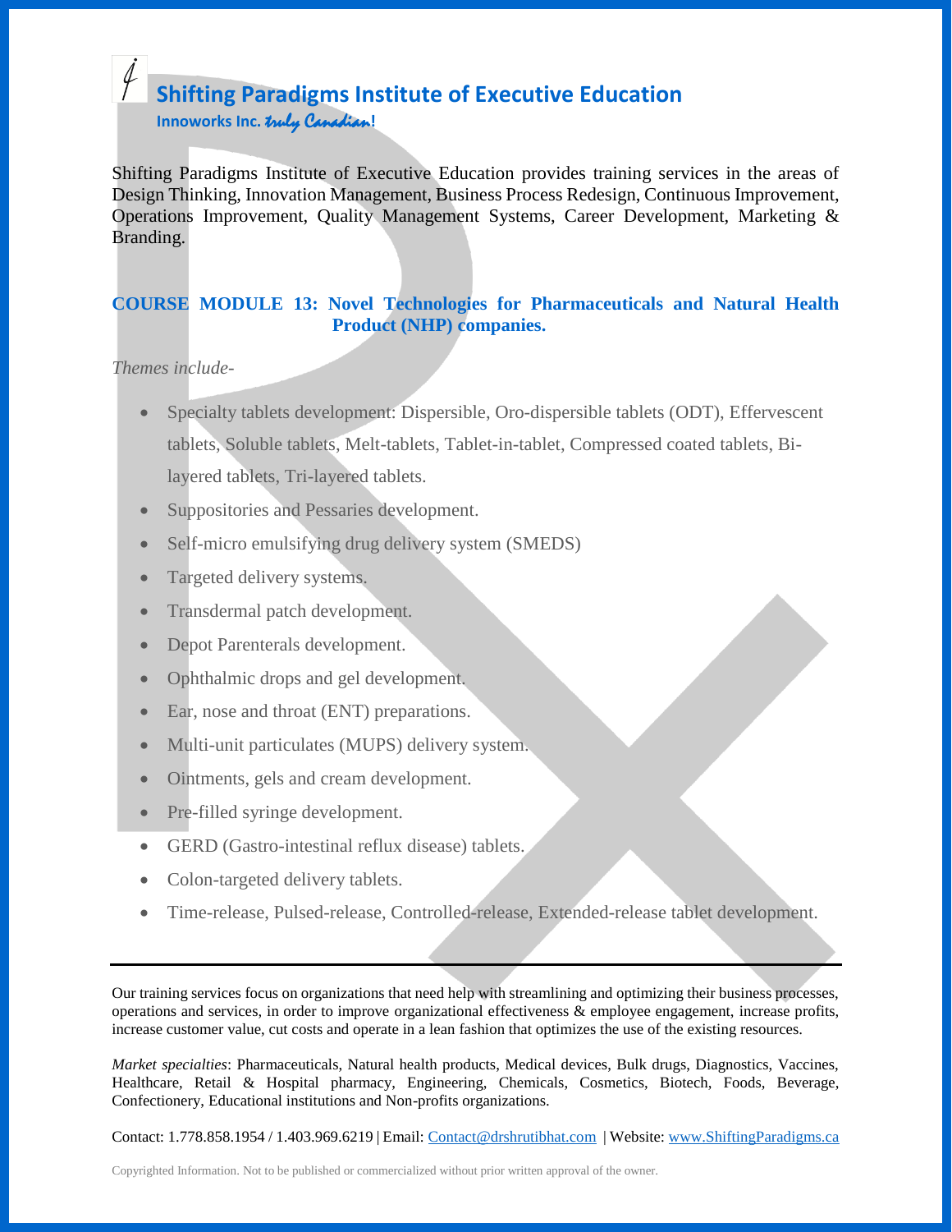# Shifting Paradigms Institute of Executive Education

**Innoworks Inc. *truly Canadian*!**

Shifting Paradigms Institute of Executive Education provides training services in the areas of Design Thinking, Innovation Management, Business Process Redesign, Continuous Improvement, Operations Improvement, Quality Management Systems, Career Development, Marketing & Branding.

## COURSE MODULE 13: Novel Technologies for Pharmaceuticals and Natural Health Product (NHP) companies.

*Themes include-*

- Specialty tablets development: Dispersible, Oro-dispersible tablets (ODT), Effervescent tablets, Soluble tablets, Melt-tablets, Tablet-in-tablet, Compressed coated tablets, Bi-layered tablets, Tri-layered tablets.
- Suppositories and Pessaries development.
- Self-micro emulsifying drug delivery system (SMEDS)
- Targeted delivery systems.
- Transdermal patch development.
- Depot Parenterals development.
- Ophthalmic drops and gel development.
- Ear, nose and throat (ENT) preparations.
- Multi-unit particulates (MUPS) delivery system.
- Ointments, gels and cream development.
- Pre-filled syringe development.
- GERD (Gastro-intestinal reflux disease) tablets.
- Colon-targeted delivery tablets.
- Time-release, Pulsed-release, Controlled-release, Extended-release tablet development.

---

Our training services focus on organizations that need help with streamlining and optimizing their business processes, operations and services, in order to improve organizational effectiveness & employee engagement, increase profits, increase customer value, cut costs and operate in a lean fashion that optimizes the use of the existing resources.

*Market specialties*: Pharmaceuticals, Natural health products, Medical devices, Bulk drugs, Diagnostics, Vaccines, Healthcare, Retail & Hospital pharmacy, Engineering, Chemicals, Cosmetics, Biotech, Foods, Beverage, Confectionery, Educational institutions and Non-profits organizations.

Contact: 1.778.858.1954 / 1.403.969.6219 | Email: Contact@drshrutibhat.com | Website: www.ShiftingParadigms.ca

Copyrighted Information. Not to be published or commercialized without prior written approval of the owner.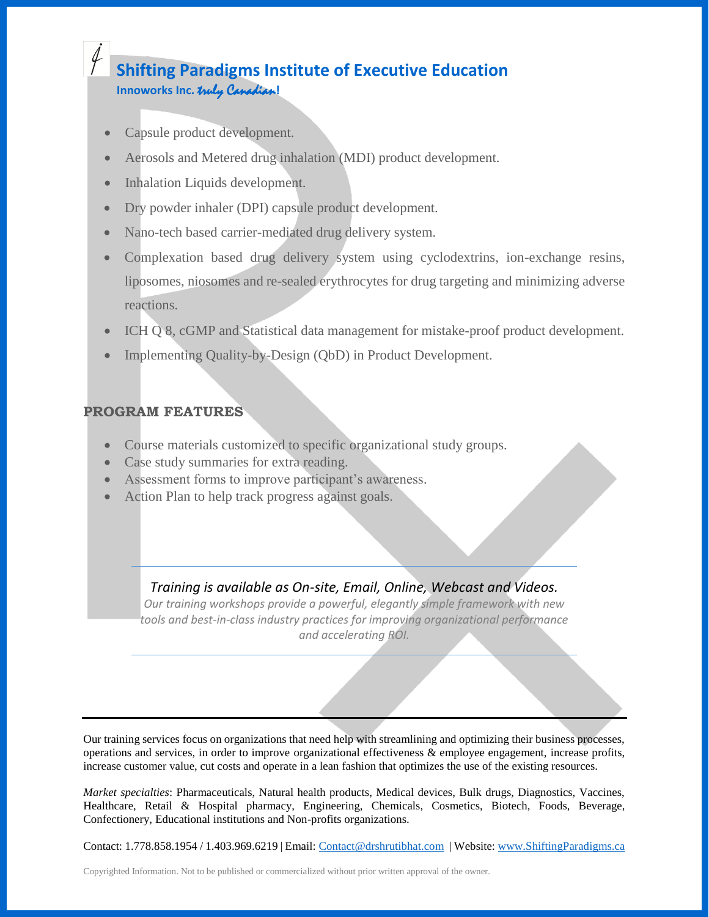- Capsule product development.
- Aerosols and Metered drug inhalation (MDI) product development.
- Inhalation Liquids development.
- Dry powder inhaler (DPI) capsule product development.
- Nano-tech based carrier-mediated drug delivery system.
- Complexation based drug delivery system using cyclodextrins, ion-exchange resins, liposomes, niosomes and re-sealed erythrocytes for drug targeting and minimizing adverse reactions.
- ICH Q 8, cGMP and Statistical data management for mistake-proof product development.
- Implementing Quality-by-Design (QbD) in Product Development.

## PROGRAM FEATURES

- Course materials customized to specific organizational study groups.
- Case study summaries for extra reading.
- Assessment forms to improve participant's awareness.
- Action Plan to help track progress against goals.

---

*Training is available as On-site, Email, Online, Webcast and Videos.*

*Our training workshops provide a powerful, elegantly simple framework with new tools and best-in-class industry practices for improving organizational performance and accelerating ROI.*

---

Our training services focus on organizations that need help with streamlining and optimizing their business processes, operations and services, in order to improve organizational effectiveness & employee engagement, increase profits, increase customer value, cut costs and operate in a lean fashion that optimizes the use of the existing resources.

*Market specialties*: Pharmaceuticals, Natural health products, Medical devices, Bulk drugs, Diagnostics, Vaccines, Healthcare, Retail & Hospital pharmacy, Engineering, Chemicals, Cosmetics, Biotech, Foods, Beverage, Confectionery, Educational institutions and Non-profits organizations.

Contact: 1.778.858.1954 / 1.403.969.6219 | Email: Contact@drshrutibhat.com | Website: www.ShiftingParadigms.ca

Copyrighted Information. Not to be published or commercialized without prior written approval of the owner.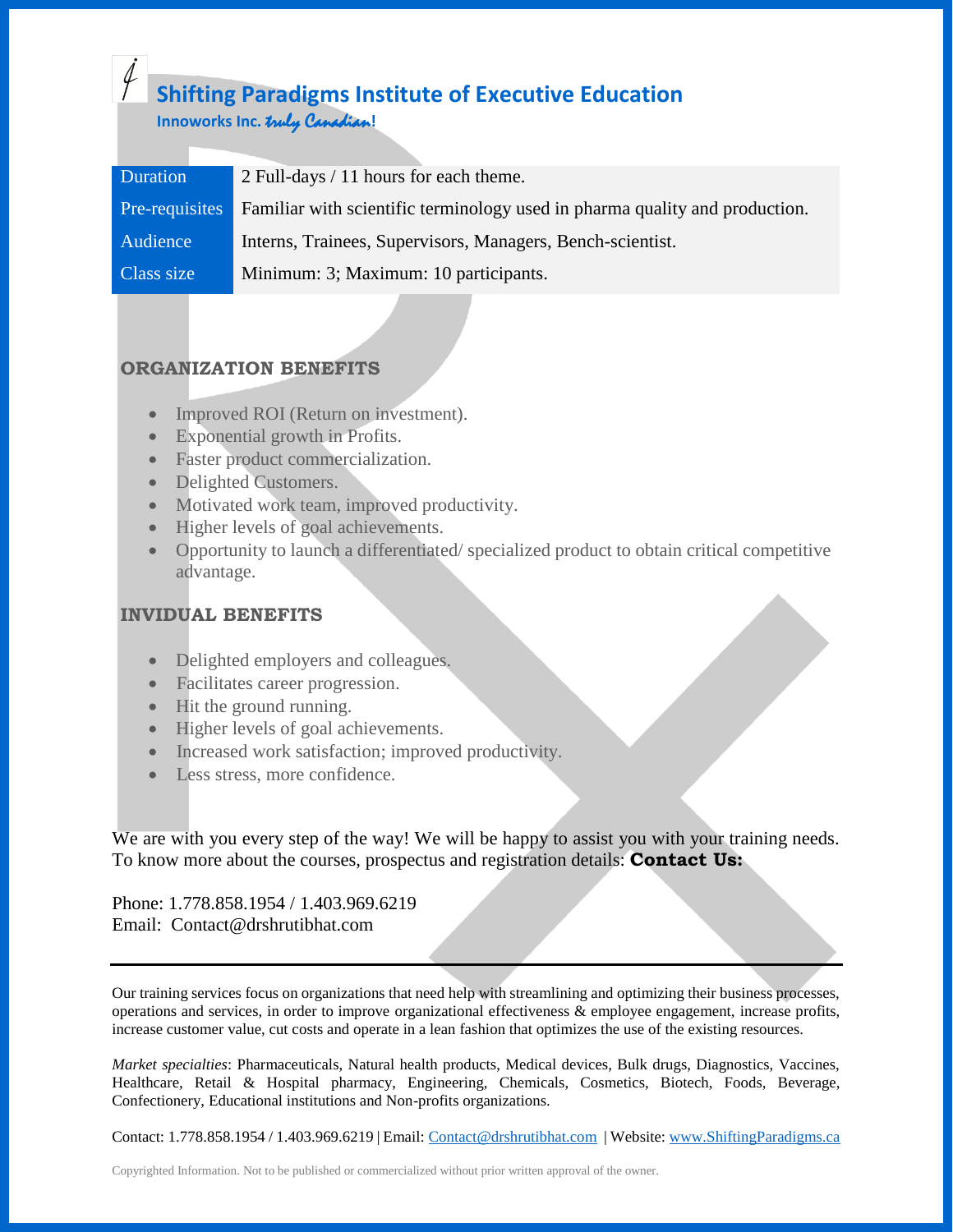# Shifting Paradigms Institute of Executive Education

Innoworks Inc. *truly Canadian*!

| | |
|---|---|
| Duration | 2 Full-days / 11 hours for each theme. |
| Pre-requisites | Familiar with scientific terminology used in pharma quality and production. |
| Audience | Interns, Trainees, Supervisors, Managers, Bench-scientist. |
| Class size | Minimum: 3; Maximum: 10 participants. |

## ORGANIZATION BENEFITS

- Improved ROI (Return on investment).
- Exponential growth in Profits.
- Faster product commercialization.
- Delighted Customers.
- Motivated work team, improved productivity.
- Higher levels of goal achievements.
- Opportunity to launch a differentiated/ specialized product to obtain critical competitive advantage.

## INVIDUAL BENEFITS

- Delighted employers and colleagues.
- Facilitates career progression.
- Hit the ground running.
- Higher levels of goal achievements.
- Increased work satisfaction; improved productivity.
- Less stress, more confidence.

We are with you every step of the way! We will be happy to assist you with your training needs. To know more about the courses, prospectus and registration details: **Contact Us:**

Phone: 1.778.858.1954 / 1.403.969.6219
Email: Contact@drshrutibhat.com

---

Our training services focus on organizations that need help with streamlining and optimizing their business processes, operations and services, in order to improve organizational effectiveness & employee engagement, increase profits, increase customer value, cut costs and operate in a lean fashion that optimizes the use of the existing resources.

*Market specialties*: Pharmaceuticals, Natural health products, Medical devices, Bulk drugs, Diagnostics, Vaccines, Healthcare, Retail & Hospital pharmacy, Engineering, Chemicals, Cosmetics, Biotech, Foods, Beverage, Confectionery, Educational institutions and Non-profits organizations.

Contact: 1.778.858.1954 / 1.403.969.6219 | Email: Contact@drshrutibhat.com | Website: www.ShiftingParadigms.ca

Copyrighted Information. Not to be published or commercialized without prior written approval of the owner.